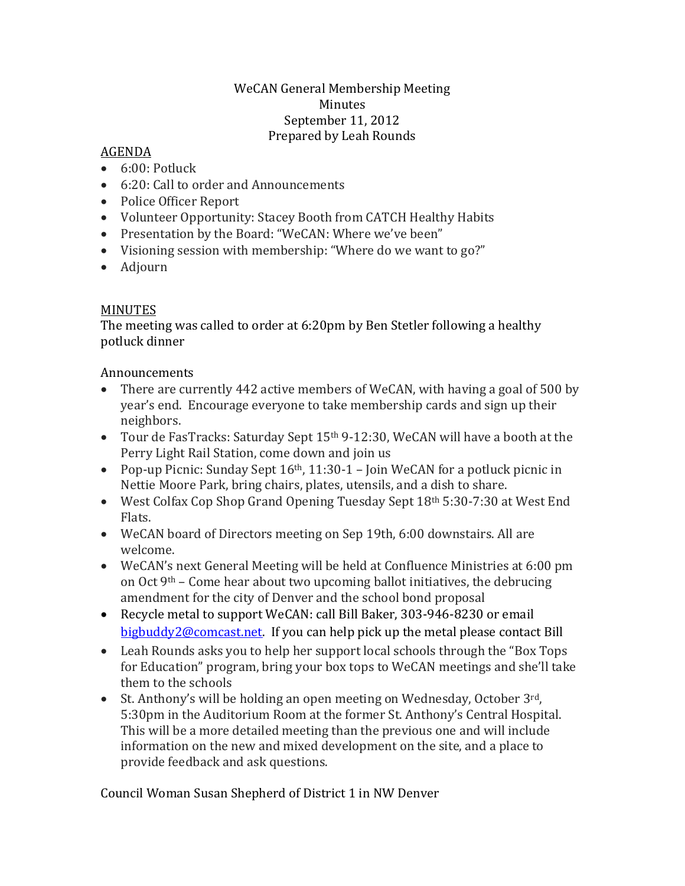WeCAN General Membership Meeting
Minutes
September 11, 2012
Prepared by Leah Rounds

AGENDA

- 6:00: Potluck
- 6:20: Call to order and Announcements
- Police Officer Report
- Volunteer Opportunity: Stacey Booth from CATCH Healthy Habits
- Presentation by the Board: "WeCAN: Where we've been"
- Visioning session with membership: "Where do we want to go?"
- Adjourn

MINUTES

The meeting was called to order at 6:20pm by Ben Stetler following a healthy potluck dinner

Announcements

- There are currently 442 active members of WeCAN, with having a goal of 500 by year's end. Encourage everyone to take membership cards and sign up their neighbors.
- Tour de FasTracks: Saturday Sept 15th 9-12:30, WeCAN will have a booth at the Perry Light Rail Station, come down and join us
- Pop-up Picnic: Sunday Sept 16th, 11:30-1 – Join WeCAN for a potluck picnic in Nettie Moore Park, bring chairs, plates, utensils, and a dish to share.
- West Colfax Cop Shop Grand Opening Tuesday Sept 18th 5:30-7:30 at West End Flats.
- WeCAN board of Directors meeting on Sep 19th, 6:00 downstairs. All are welcome.
- WeCAN's next General Meeting will be held at Confluence Ministries at 6:00 pm on Oct 9th – Come hear about two upcoming ballot initiatives, the debrucing amendment for the city of Denver and the school bond proposal
- Recycle metal to support WeCAN: call Bill Baker, 303-946-8230 or email bigbuddy2@comcast.net. If you can help pick up the metal please contact Bill
- Leah Rounds asks you to help her support local schools through the "Box Tops for Education" program, bring your box tops to WeCAN meetings and she'll take them to the schools
- St. Anthony's will be holding an open meeting on Wednesday, October 3rd, 5:30pm in the Auditorium Room at the former St. Anthony's Central Hospital. This will be a more detailed meeting than the previous one and will include information on the new and mixed development on the site, and a place to provide feedback and ask questions.

Council Woman Susan Shepherd of District 1 in NW Denver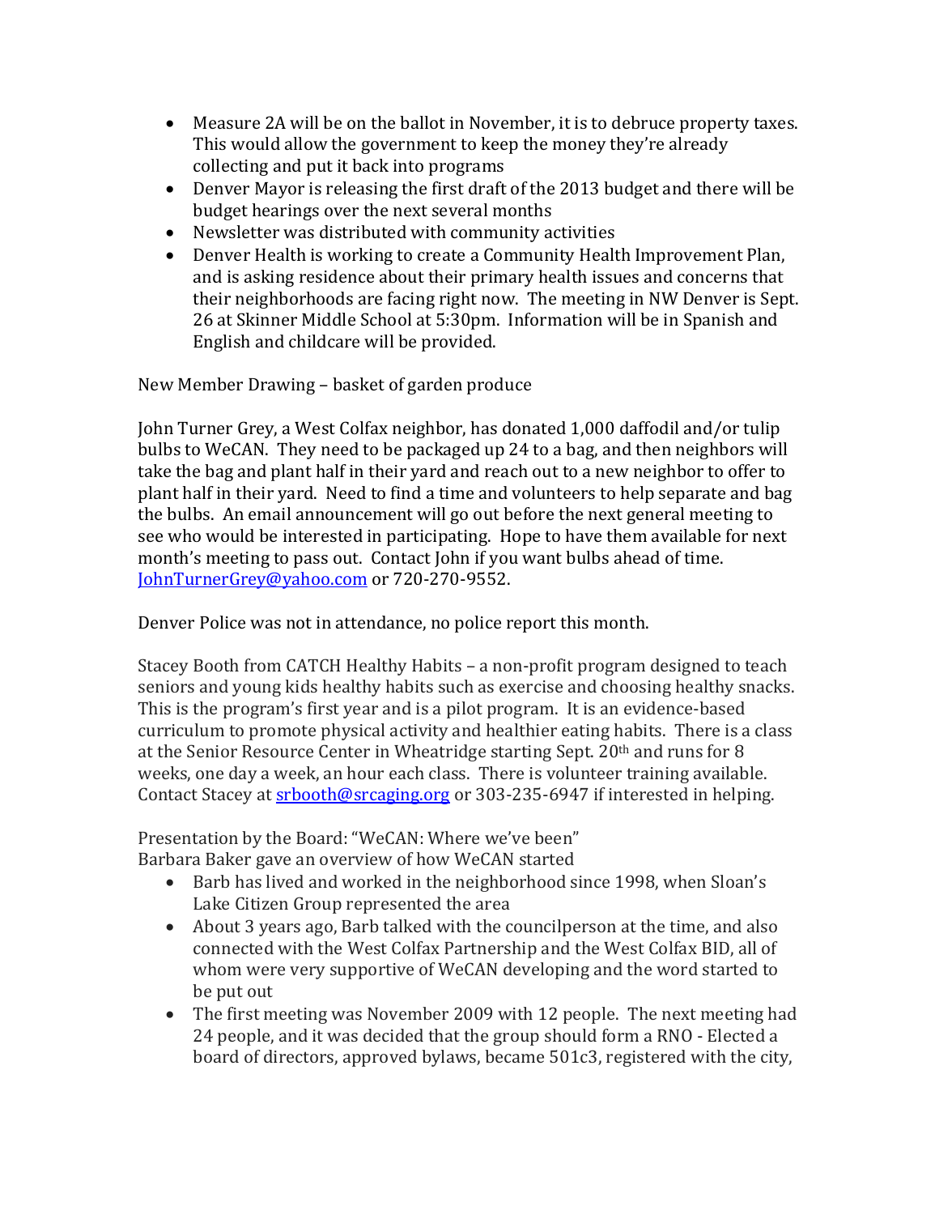- Measure 2A will be on the ballot in November, it is to debruce property taxes. This would allow the government to keep the money they're already collecting and put it back into programs
- Denver Mayor is releasing the first draft of the 2013 budget and there will be budget hearings over the next several months
- Newsletter was distributed with community activities
- Denver Health is working to create a Community Health Improvement Plan, and is asking residence about their primary health issues and concerns that their neighborhoods are facing right now. The meeting in NW Denver is Sept. 26 at Skinner Middle School at 5:30pm. Information will be in Spanish and English and childcare will be provided.

New Member Drawing – basket of garden produce

John Turner Grey, a West Colfax neighbor, has donated 1,000 daffodil and/or tulip bulbs to WeCAN. They need to be packaged up 24 to a bag, and then neighbors will take the bag and plant half in their yard and reach out to a new neighbor to offer to plant half in their yard. Need to find a time and volunteers to help separate and bag the bulbs. An email announcement will go out before the next general meeting to see who would be interested in participating. Hope to have them available for next month's meeting to pass out. Contact John if you want bulbs ahead of time. JohnTurnerGrey@yahoo.com or 720-270-9552.

Denver Police was not in attendance, no police report this month.

Stacey Booth from CATCH Healthy Habits – a non-profit program designed to teach seniors and young kids healthy habits such as exercise and choosing healthy snacks. This is the program's first year and is a pilot program. It is an evidence-based curriculum to promote physical activity and healthier eating habits. There is a class at the Senior Resource Center in Wheatridge starting Sept. 20th and runs for 8 weeks, one day a week, an hour each class. There is volunteer training available. Contact Stacey at srbooth@srcaging.org or 303-235-6947 if interested in helping.

Presentation by the Board: "WeCAN: Where we've been"
Barbara Baker gave an overview of how WeCAN started

- Barb has lived and worked in the neighborhood since 1998, when Sloan's Lake Citizen Group represented the area
- About 3 years ago, Barb talked with the councilperson at the time, and also connected with the West Colfax Partnership and the West Colfax BID, all of whom were very supportive of WeCAN developing and the word started to be put out
- The first meeting was November 2009 with 12 people. The next meeting had 24 people, and it was decided that the group should form a RNO - Elected a board of directors, approved bylaws, became 501c3, registered with the city,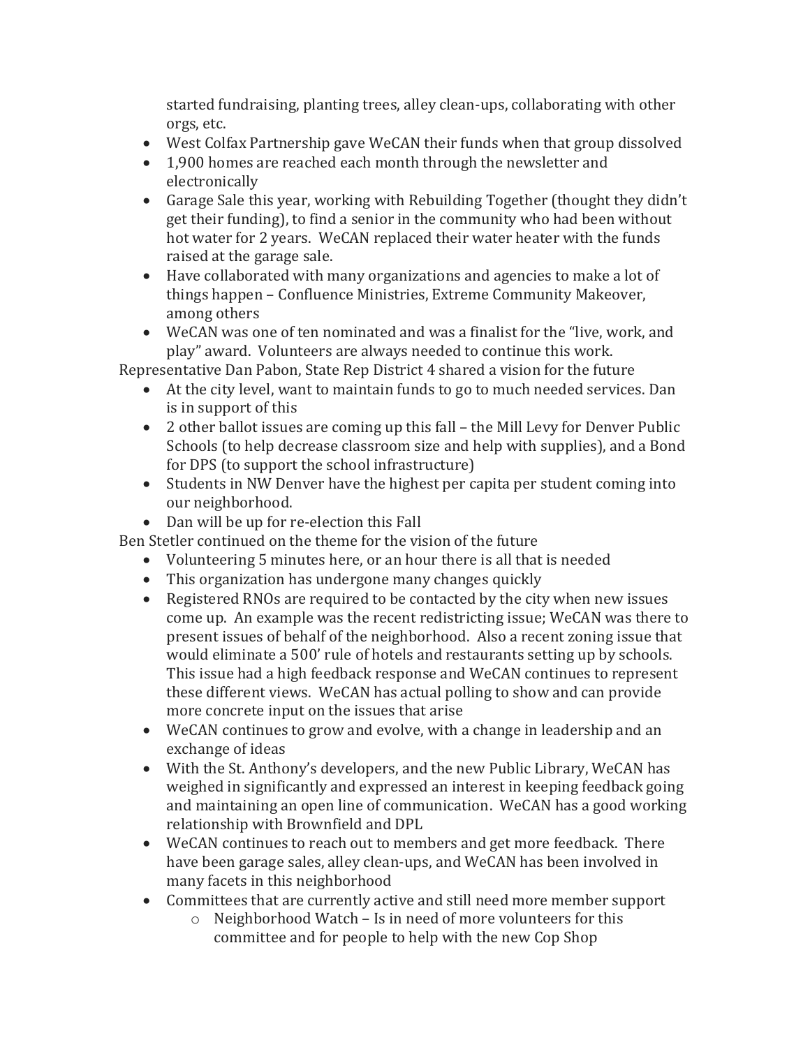started fundraising, planting trees, alley clean-ups, collaborating with other orgs, etc.

- West Colfax Partnership gave WeCAN their funds when that group dissolved
- 1,900 homes are reached each month through the newsletter and electronically
- Garage Sale this year, working with Rebuilding Together (thought they didn't get their funding), to find a senior in the community who had been without hot water for 2 years. WeCAN replaced their water heater with the funds raised at the garage sale.
- Have collaborated with many organizations and agencies to make a lot of things happen – Confluence Ministries, Extreme Community Makeover, among others
- WeCAN was one of ten nominated and was a finalist for the "live, work, and play" award. Volunteers are always needed to continue this work.

Representative Dan Pabon, State Rep District 4 shared a vision for the future

- At the city level, want to maintain funds to go to much needed services. Dan is in support of this
- 2 other ballot issues are coming up this fall – the Mill Levy for Denver Public Schools (to help decrease classroom size and help with supplies), and a Bond for DPS (to support the school infrastructure)
- Students in NW Denver have the highest per capita per student coming into our neighborhood.
- Dan will be up for re-election this Fall

Ben Stetler continued on the theme for the vision of the future

- Volunteering 5 minutes here, or an hour there is all that is needed
- This organization has undergone many changes quickly
- Registered RNOs are required to be contacted by the city when new issues come up. An example was the recent redistricting issue; WeCAN was there to present issues of behalf of the neighborhood. Also a recent zoning issue that would eliminate a 500' rule of hotels and restaurants setting up by schools. This issue had a high feedback response and WeCAN continues to represent these different views. WeCAN has actual polling to show and can provide more concrete input on the issues that arise
- WeCAN continues to grow and evolve, with a change in leadership and an exchange of ideas
- With the St. Anthony's developers, and the new Public Library, WeCAN has weighed in significantly and expressed an interest in keeping feedback going and maintaining an open line of communication. WeCAN has a good working relationship with Brownfield and DPL
- WeCAN continues to reach out to members and get more feedback. There have been garage sales, alley clean-ups, and WeCAN has been involved in many facets in this neighborhood
- Committees that are currently active and still need more member support
    - Neighborhood Watch – Is in need of more volunteers for this committee and for people to help with the new Cop Shop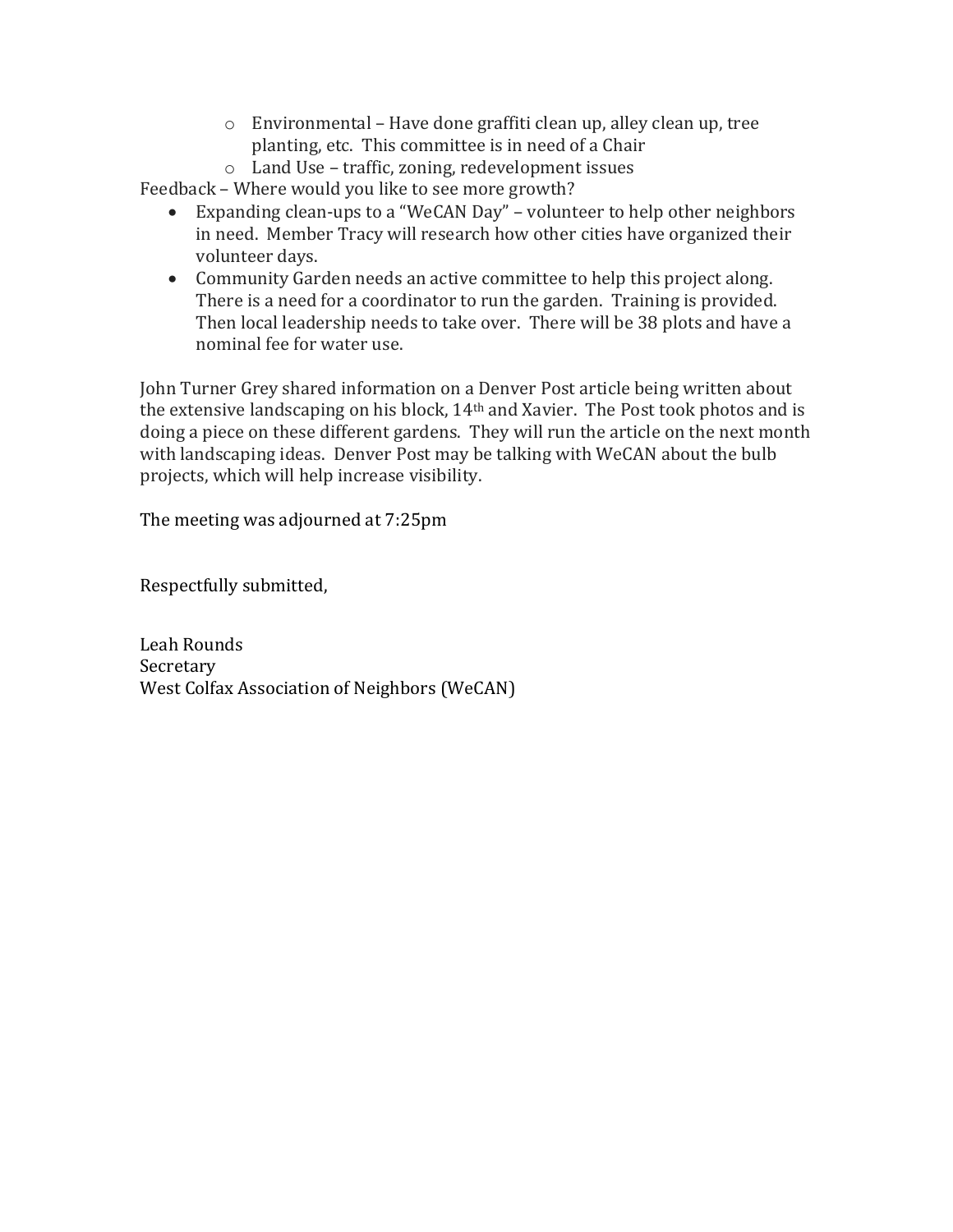- Environmental – Have done graffiti clean up, alley clean up, tree planting, etc. This committee is in need of a Chair
    - Land Use – traffic, zoning, redevelopment issues

Feedback – Where would you like to see more growth?

- Expanding clean-ups to a "WeCAN Day" – volunteer to help other neighbors in need. Member Tracy will research how other cities have organized their volunteer days.
- Community Garden needs an active committee to help this project along. There is a need for a coordinator to run the garden. Training is provided. Then local leadership needs to take over. There will be 38 plots and have a nominal fee for water use.

John Turner Grey shared information on a Denver Post article being written about the extensive landscaping on his block, 14th and Xavier. The Post took photos and is doing a piece on these different gardens. They will run the article on the next month with landscaping ideas. Denver Post may be talking with WeCAN about the bulb projects, which will help increase visibility.

The meeting was adjourned at 7:25pm

Respectfully submitted,

Leah Rounds
Secretary
West Colfax Association of Neighbors (WeCAN)